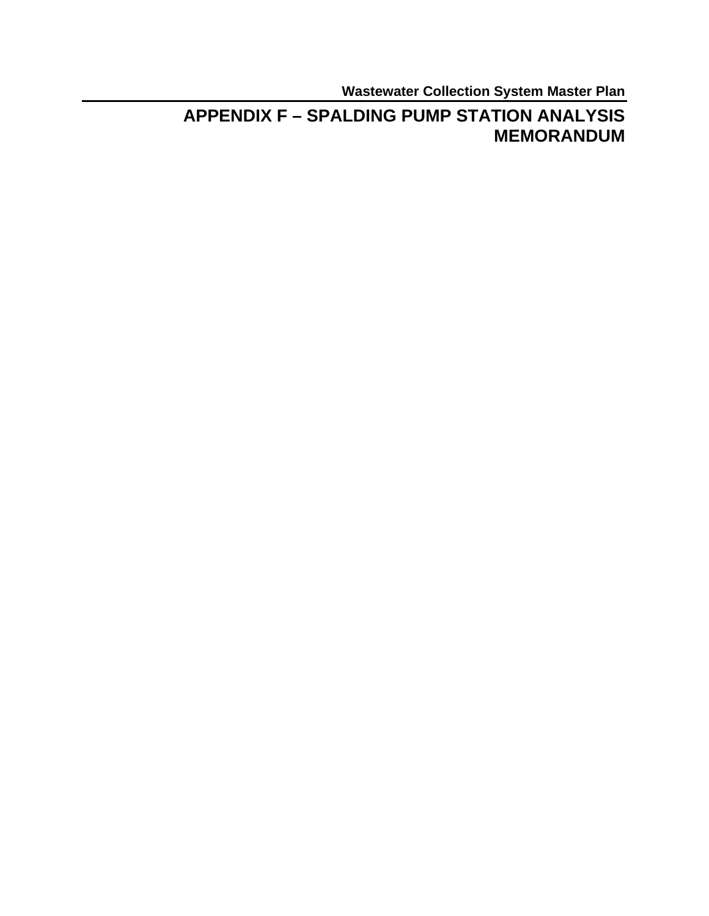# APPENDIX F – SPALDING PUMP STATION ANALYSIS MEMORANDUM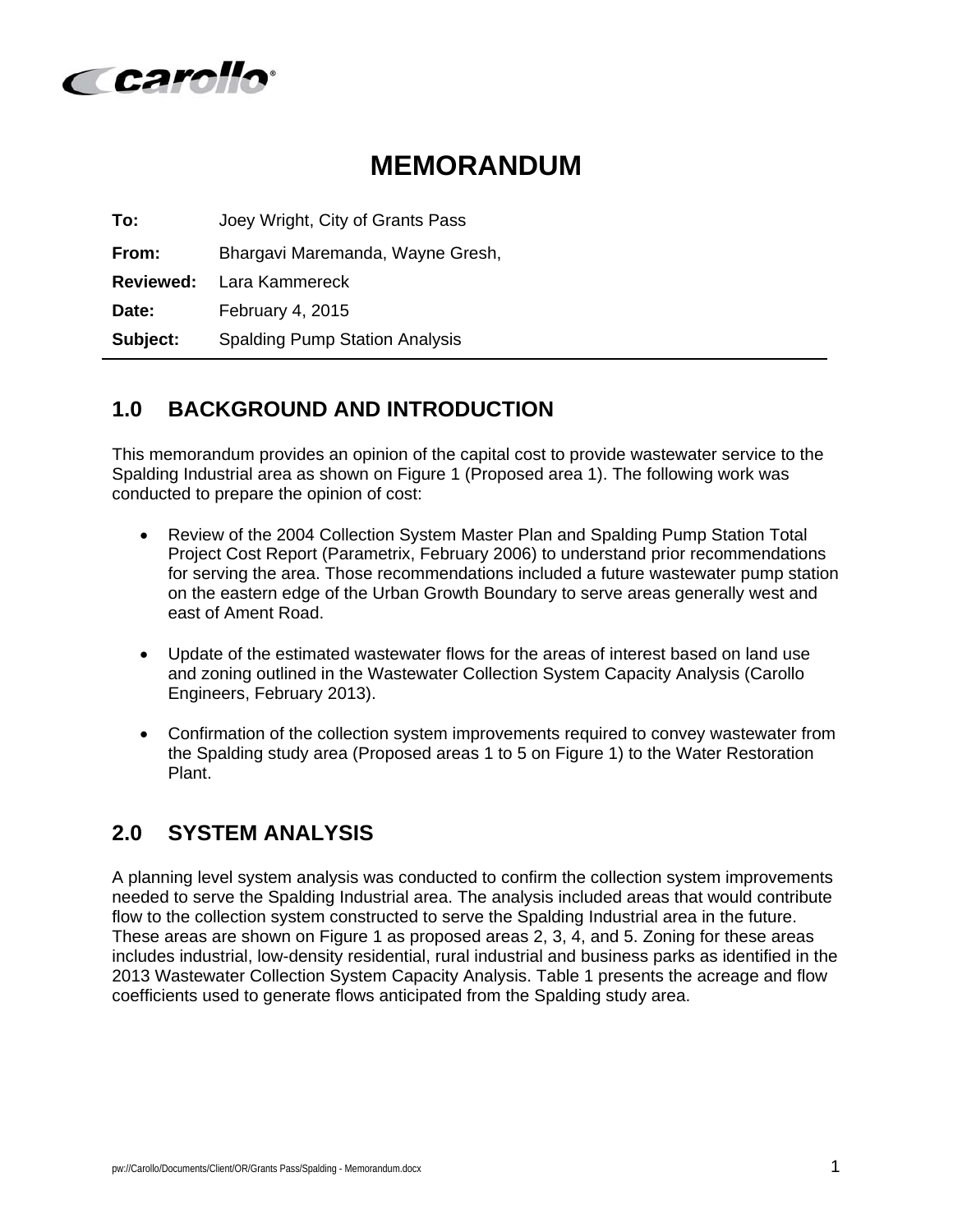# MEMORANDUM

**To:** Joey Wright, City of Grants Pass

**From:** Bhargavi Maremanda, Wayne Gresh,

**Reviewed:** Lara Kammereck

**Date:** February 4, 2015

**Subject:** Spalding Pump Station Analysis

## 1.0 BACKGROUND AND INTRODUCTION

This memorandum provides an opinion of the capital cost to provide wastewater service to the Spalding Industrial area as shown on Figure 1 (Proposed area 1). The following work was conducted to prepare the opinion of cost:

- Review of the 2004 Collection System Master Plan and Spalding Pump Station Total Project Cost Report (Parametrix, February 2006) to understand prior recommendations for serving the area. Those recommendations included a future wastewater pump station on the eastern edge of the Urban Growth Boundary to serve areas generally west and east of Ament Road.

- Update of the estimated wastewater flows for the areas of interest based on land use and zoning outlined in the Wastewater Collection System Capacity Analysis (Carollo Engineers, February 2013).

- Confirmation of the collection system improvements required to convey wastewater from the Spalding study area (Proposed areas 1 to 5 on Figure 1) to the Water Restoration Plant.

## 2.0 SYSTEM ANALYSIS

A planning level system analysis was conducted to confirm the collection system improvements needed to serve the Spalding Industrial area. The analysis included areas that would contribute flow to the collection system constructed to serve the Spalding Industrial area in the future. These areas are shown on Figure 1 as proposed areas 2, 3, 4, and 5. Zoning for these areas includes industrial, low-density residential, rural industrial and business parks as identified in the 2013 Wastewater Collection System Capacity Analysis. Table 1 presents the acreage and flow coefficients used to generate flows anticipated from the Spalding study area.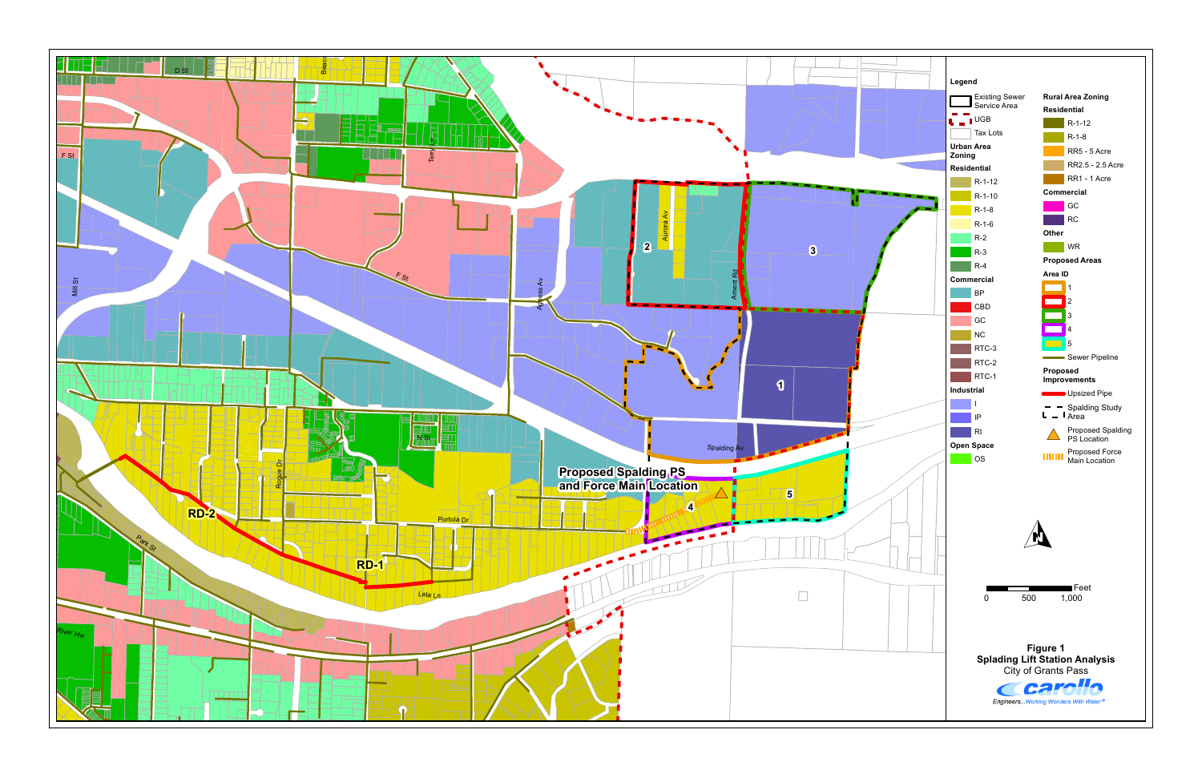## Legend

- Existing Sewer Service Area
- UGB
- Tax Lots

**Urban Area Zoning**

**Residential**
- R-1-12
- R-1-10
- R-1-8
- R-1-6
- R-2
- R-3
- R-4

**Commercial**
- BP
- CBD
- GC
- NC
- RTC-3
- RTC-2
- RTC-1

**Industrial**
- I
- IP
- RI

**Open Space**
- OS

**Rural Area Zoning**

**Residential**
- R-1-12
- R-1-8
- RR5 - 5 Acre
- RR2.5 - 2.5 Acre
- RR1 - 1 Acre

**Commercial**
- GC
- RC

**Other**
- WR

**Proposed Areas**

**Area ID**
- 1
- 2
- 3
- 4
- 5
- Sewer Pipeline

**Proposed Improvements**
- Upsized Pipe
- Spalding Study Area
- Proposed Spalding PS Location
- Proposed Force Main Location

Map labels: D St, F St, Mill St, Terry Ln, F St, Agness Av, Aurora Av, Ament Rd, Spalding Av, N St, Rogue Dr, Portola Dr, Park St, Leia Ln, River Hw, RD-1, RD-2, 1, 2, 3, 4, 5, Proposed Spalding PS and Force Main Location

0 500 1,000 Feet

**Figure 1**
**Spalding Lift Station Analysis**
City of Grants Pass

carollo Engineers...Working Wonders With Water®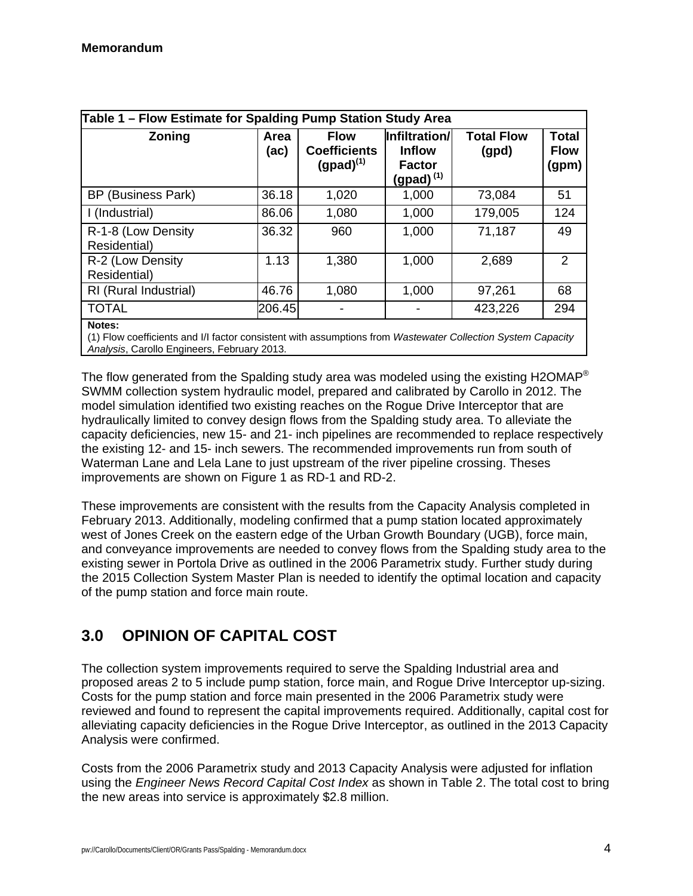**Memorandum**

| Table 1 – Flow Estimate for Spalding Pump Station Study Area | | | | | |
|---|---|---|---|---|---|
| **Zoning** | **Area (ac)** | **Flow Coefficients (gpad)[(1)]** | **Infiltration/ Inflow Factor (gpad)[(1)]** | **Total Flow (gpd)** | **Total Flow (gpm)** |
| BP (Business Park) | 36.18 | 1,020 | 1,000 | 73,084 | 51 |
| I (Industrial) | 86.06 | 1,080 | 1,000 | 179,005 | 124 |
| R-1-8 (Low Density Residential) | 36.32 | 960 | 1,000 | 71,187 | 49 |
| R-2 (Low Density Residential) | 1.13 | 1,380 | 1,000 | 2,689 | 2 |
| RI (Rural Industrial) | 46.76 | 1,080 | 1,000 | 97,261 | 68 |
| TOTAL | 206.45 | - | - | 423,226 | 294 |

**Notes:**
(1) Flow coefficients and I/I factor consistent with assumptions from *Wastewater Collection System Capacity Analysis*, Carollo Engineers, February 2013.

The flow generated from the Spalding study area was modeled using the existing H2OMAP® SWMM collection system hydraulic model, prepared and calibrated by Carollo in 2012. The model simulation identified two existing reaches on the Rogue Drive Interceptor that are hydraulically limited to convey design flows from the Spalding study area. To alleviate the capacity deficiencies, new 15- and 21- inch pipelines are recommended to replace respectively the existing 12- and 15- inch sewers. The recommended improvements run from south of Waterman Lane and Lela Lane to just upstream of the river pipeline crossing. Theses improvements are shown on Figure 1 as RD-1 and RD-2.

These improvements are consistent with the results from the Capacity Analysis completed in February 2013. Additionally, modeling confirmed that a pump station located approximately west of Jones Creek on the eastern edge of the Urban Growth Boundary (UGB), force main, and conveyance improvements are needed to convey flows from the Spalding study area to the existing sewer in Portola Drive as outlined in the 2006 Parametrix study. Further study during the 2015 Collection System Master Plan is needed to identify the optimal location and capacity of the pump station and force main route.

## 3.0 OPINION OF CAPITAL COST

The collection system improvements required to serve the Spalding Industrial area and proposed areas 2 to 5 include pump station, force main, and Rogue Drive Interceptor up-sizing. Costs for the pump station and force main presented in the 2006 Parametrix study were reviewed and found to represent the capital improvements required. Additionally, capital cost for alleviating capacity deficiencies in the Rogue Drive Interceptor, as outlined in the 2013 Capacity Analysis were confirmed.

Costs from the 2006 Parametrix study and 2013 Capacity Analysis were adjusted for inflation using the *Engineer News Record Capital Cost Index* as shown in Table 2. The total cost to bring the new areas into service is approximately $2.8 million.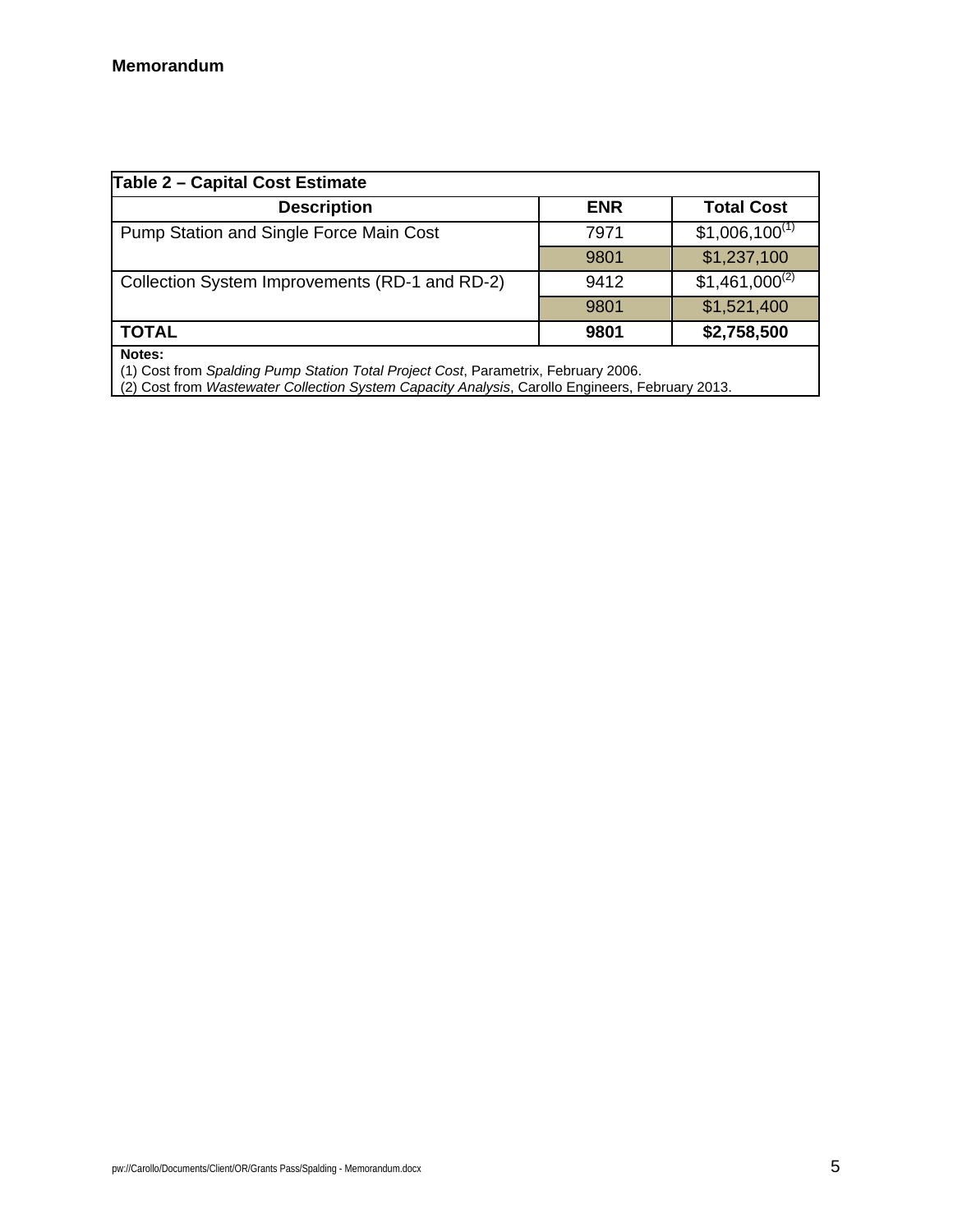**Table 2 – Capital Cost Estimate**

| Description | ENR | Total Cost |
|---|---|---|
| Pump Station and Single Force Main Cost | 7971 | $1,006,100 (1) |
| | 9801 | $1,237,100 |
| Collection System Improvements (RD-1 and RD-2) | 9412 | $1,461,000 (2) |
| | 9801 | $1,521,400 |
| **TOTAL** | **9801** | **$2,758,500** |

**Notes:**
(1) Cost from *Spalding Pump Station Total Project Cost*, Parametrix, February 2006.
(2) Cost from *Wastewater Collection System Capacity Analysis*, Carollo Engineers, February 2013.